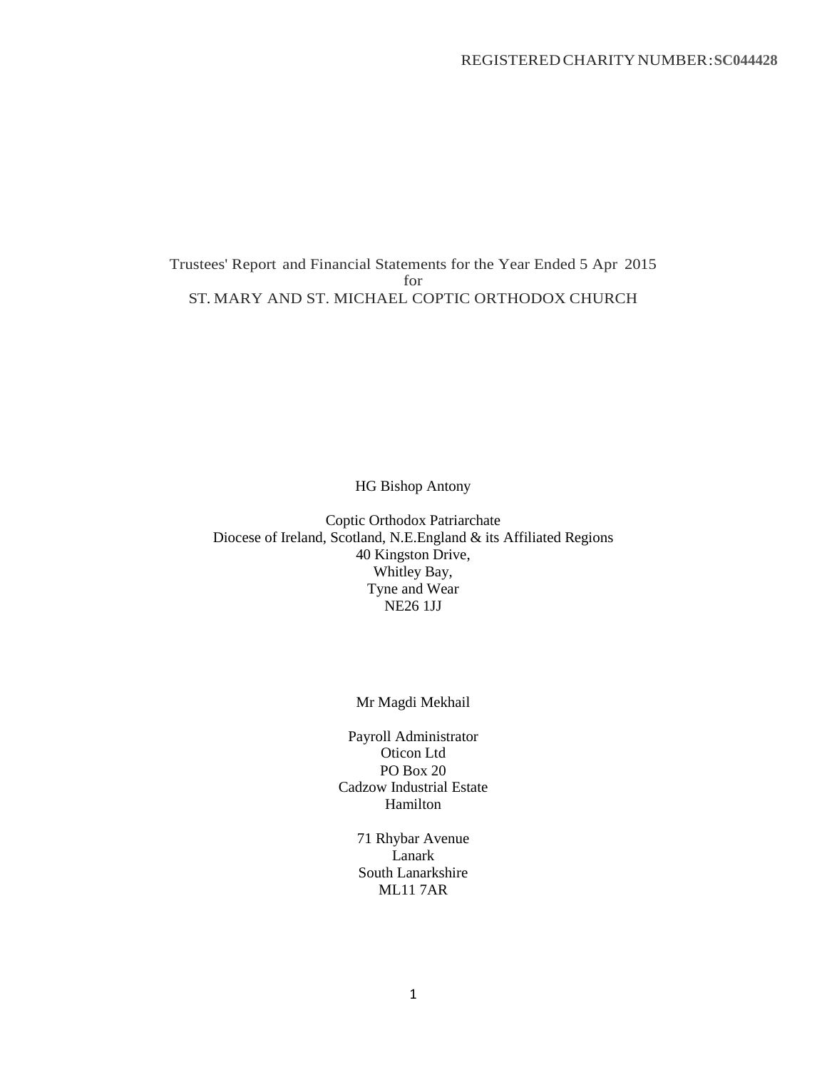REGISTERED CHARITY NUMBER: **SC044428**

# Trustees' Report and Financial Statements for the Year Ended 5 Apr 2015
for
ST. MARY AND ST. MICHAEL COPTIC ORTHODOX CHURCH

HG Bishop Antony

Coptic Orthodox Patriarchate
Diocese of Ireland, Scotland, N.E.England & its Affiliated Regions
40 Kingston Drive,
Whitley Bay,
Tyne and Wear
NE26 1JJ

Mr Magdi Mekhail

Payroll Administrator
Oticon Ltd
PO Box 20
Cadzow Industrial Estate
Hamilton

71 Rhybar Avenue
Lanark
South Lanarkshire
ML11 7AR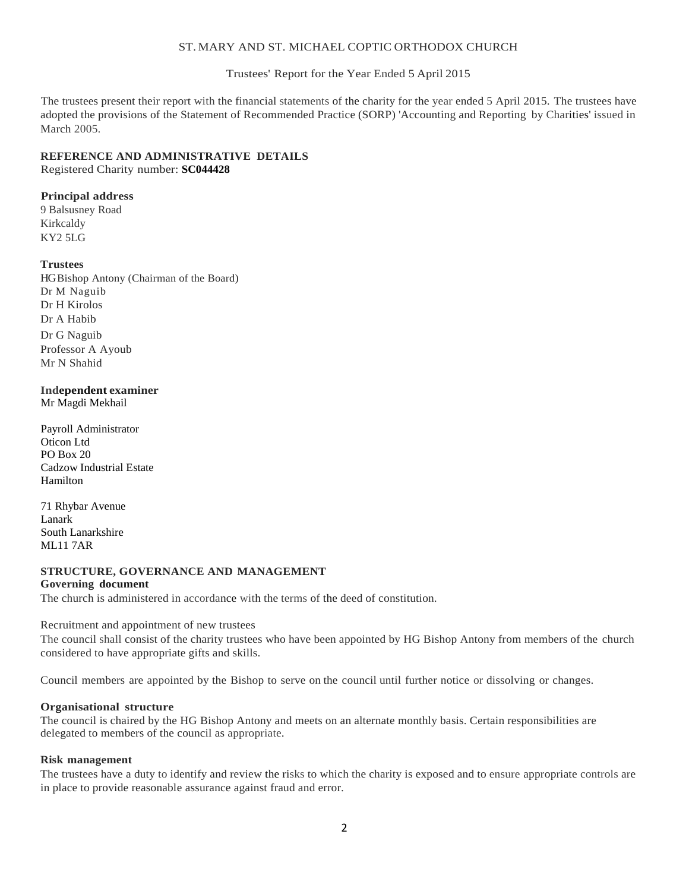ST. MARY AND ST. MICHAEL COPTIC ORTHODOX CHURCH

Trustees' Report for the Year Ended 5 April 2015

The trustees present their report with the financial statements of the charity for the year ended 5 April 2015. The trustees have adopted the provisions of the Statement of Recommended Practice (SORP) 'Accounting and Reporting by Charities' issued in March 2005.

## REFERENCE AND ADMINISTRATIVE DETAILS

Registered Charity number: **SC044428**

### Principal address

9 Balsusney Road
Kirkcaldy
KY2 5LG

### Trustees

HG Bishop Antony (Chairman of the Board)
Dr M Naguib
Dr H Kirolos
Dr A Habib
Dr G Naguib
Professor A Ayoub
Mr N Shahid

### Independent examiner

Mr Magdi Mekhail

Payroll Administrator
Oticon Ltd
PO Box 20
Cadzow Industrial Estate
Hamilton

71 Rhybar Avenue
Lanark
South Lanarkshire
ML11 7AR

## STRUCTURE, GOVERNANCE AND MANAGEMENT

### Governing document

The church is administered in accordance with the terms of the deed of constitution.

Recruitment and appointment of new trustees

The council shall consist of the charity trustees who have been appointed by HG Bishop Antony from members of the church considered to have appropriate gifts and skills.

Council members are appointed by the Bishop to serve on the council until further notice or dissolving or changes.

### Organisational structure

The council is chaired by the HG Bishop Antony and meets on an alternate monthly basis. Certain responsibilities are delegated to members of the council as appropriate.

### Risk management

The trustees have a duty to identify and review the risks to which the charity is exposed and to ensure appropriate controls are in place to provide reasonable assurance against fraud and error.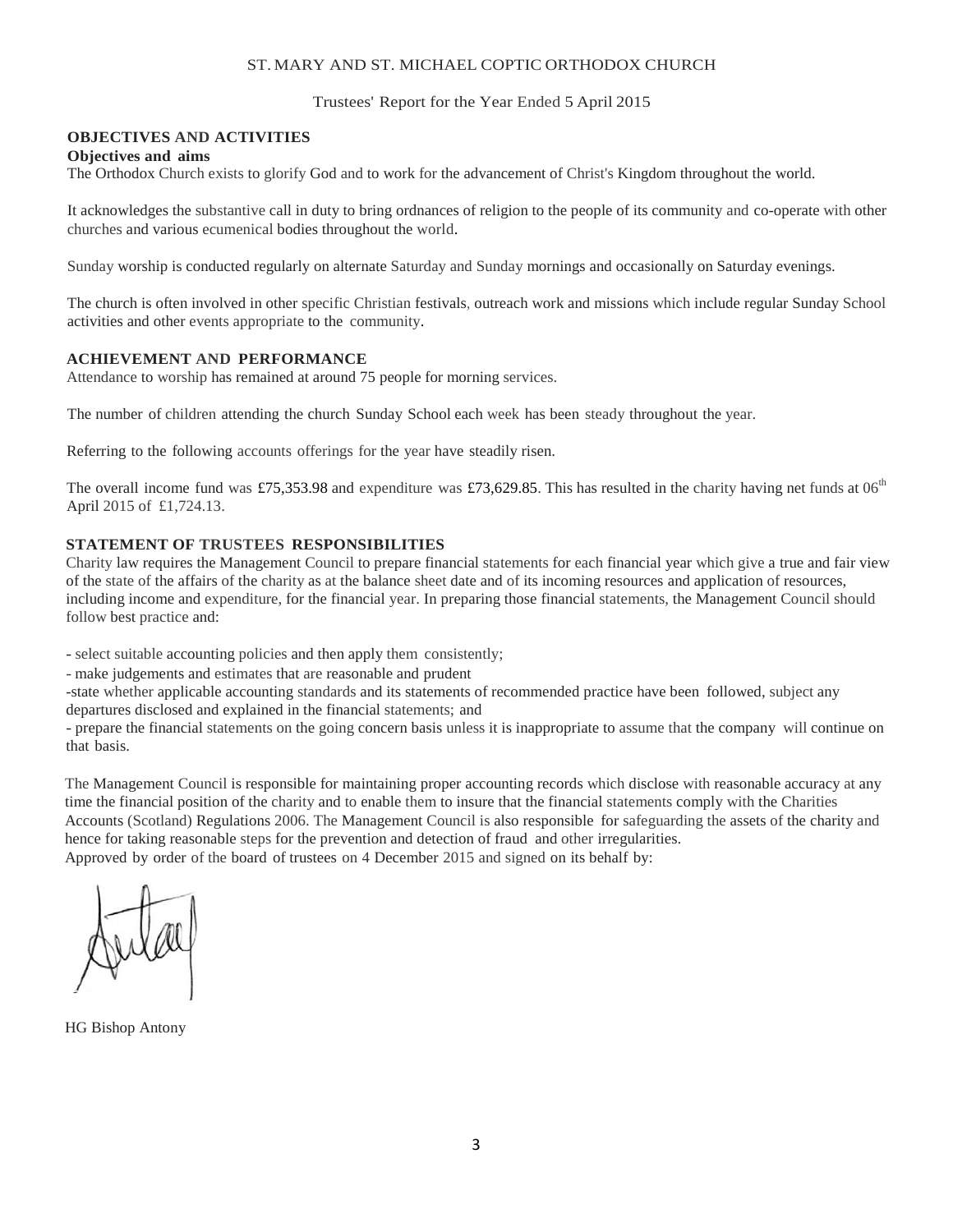ST. MARY AND ST. MICHAEL COPTIC ORTHODOX CHURCH

Trustees' Report for the Year Ended 5 April 2015

## OBJECTIVES AND ACTIVITIES

### Objectives and aims

The Orthodox Church exists to glorify God and to work for the advancement of Christ's Kingdom throughout the world.

It acknowledges the substantive call in duty to bring ordnances of religion to the people of its community and co-operate with other churches and various ecumenical bodies throughout the world.

Sunday worship is conducted regularly on alternate Saturday and Sunday mornings and occasionally on Saturday evenings.

The church is often involved in other specific Christian festivals, outreach work and missions which include regular Sunday School activities and other events appropriate to the community.

## ACHIEVEMENT AND PERFORMANCE

Attendance to worship has remained at around 75 people for morning services.

The number of children attending the church Sunday School each week has been steady throughout the year.

Referring to the following accounts offerings for the year have steadily risen.

The overall income fund was £75,353.98 and expenditure was £73,629.85. This has resulted in the charity having net funds at 06th April 2015 of £1,724.13.

## STATEMENT OF TRUSTEES RESPONSIBILITIES

Charity law requires the Management Council to prepare financial statements for each financial year which give a true and fair view of the state of the affairs of the charity as at the balance sheet date and of its incoming resources and application of resources, including income and expenditure, for the financial year. In preparing those financial statements, the Management Council should follow best practice and:

- select suitable accounting policies and then apply them consistently;
- make judgements and estimates that are reasonable and prudent
- state whether applicable accounting standards and its statements of recommended practice have been followed, subject any departures disclosed and explained in the financial statements; and
- prepare the financial statements on the going concern basis unless it is inappropriate to assume that the company will continue on that basis.

The Management Council is responsible for maintaining proper accounting records which disclose with reasonable accuracy at any time the financial position of the charity and to enable them to insure that the financial statements comply with the Charities Accounts (Scotland) Regulations 2006. The Management Council is also responsible for safeguarding the assets of the charity and hence for taking reasonable steps for the prevention and detection of fraud and other irregularities.

Approved by order of the board of trustees on 4 December 2015 and signed on its behalf by:

HG Bishop Antony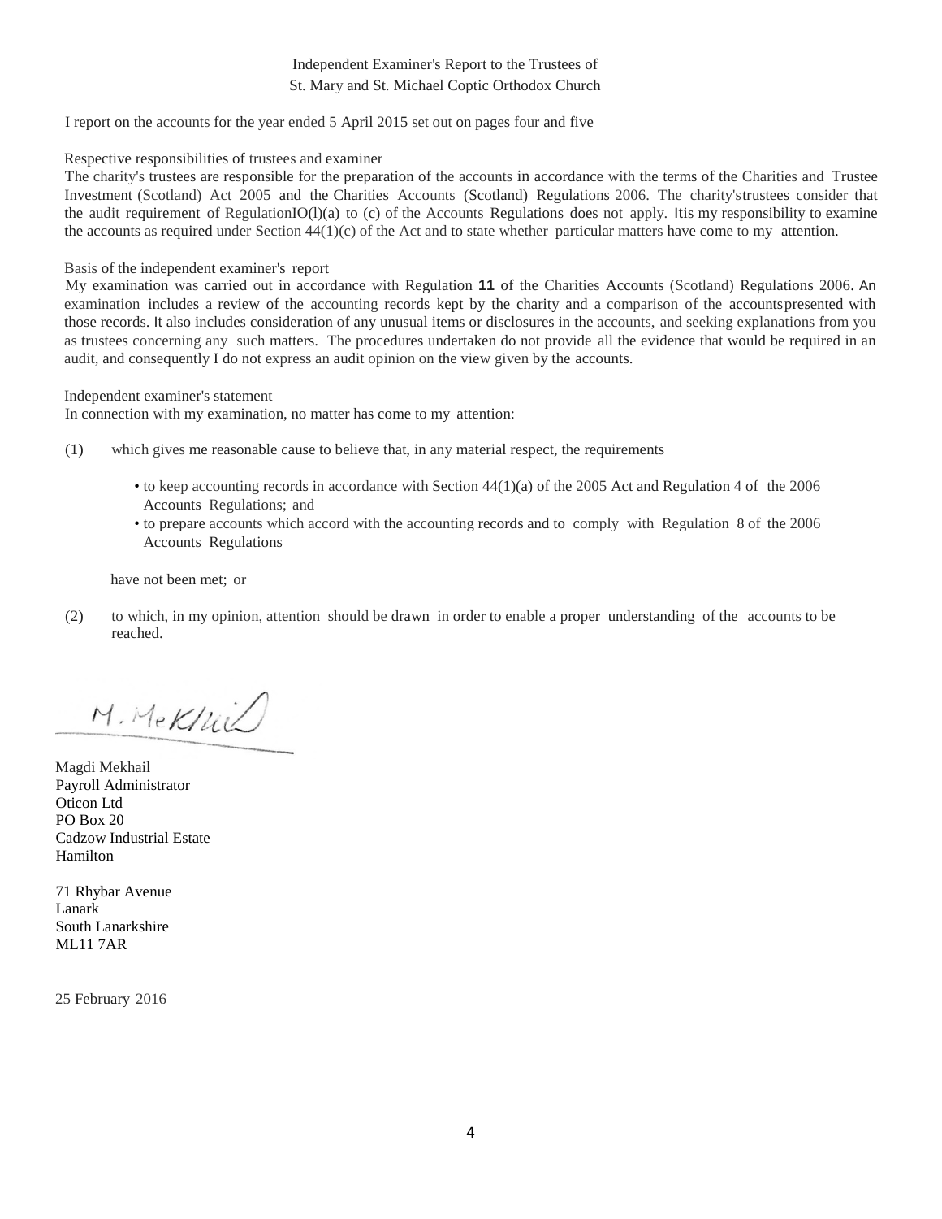# Independent Examiner's Report to the Trustees of St. Mary and St. Michael Coptic Orthodox Church

I report on the accounts for the year ended 5 April 2015 set out on pages four and five

## Respective responsibilities of trustees and examiner

The charity's trustees are responsible for the preparation of the accounts in accordance with the terms of the Charities and Trustee Investment (Scotland) Act 2005 and the Charities Accounts (Scotland) Regulations 2006. The charity's trustees consider that the audit requirement of Regulation IO(l)(a) to (c) of the Accounts Regulations does not apply. It is my responsibility to examine the accounts as required under Section 44(1)(c) of the Act and to state whether particular matters have come to my attention.

## Basis of the independent examiner's report

My examination was carried out in accordance with Regulation **11** of the Charities Accounts (Scotland) Regulations 2006. An examination includes a review of the accounting records kept by the charity and a comparison of the accounts presented with those records. It also includes consideration of any unusual items or disclosures in the accounts, and seeking explanations from you as trustees concerning any such matters. The procedures undertaken do not provide all the evidence that would be required in an audit, and consequently I do not express an audit opinion on the view given by the accounts.

## Independent examiner's statement

In connection with my examination, no matter has come to my attention:

(1) which gives me reasonable cause to believe that, in any material respect, the requirements

- to keep accounting records in accordance with Section 44(1)(a) of the 2005 Act and Regulation 4 of the 2006 Accounts Regulations; and
- to prepare accounts which accord with the accounting records and to comply with Regulation 8 of the 2006 Accounts Regulations

have not been met; or

(2) to which, in my opinion, attention should be drawn in order to enable a proper understanding of the accounts to be reached.

M. Mekhail

Magdi Mekhail
Payroll Administrator
Oticon Ltd
PO Box 20
Cadzow Industrial Estate
Hamilton

71 Rhybar Avenue
Lanark
South Lanarkshire
ML11 7AR

25 February 2016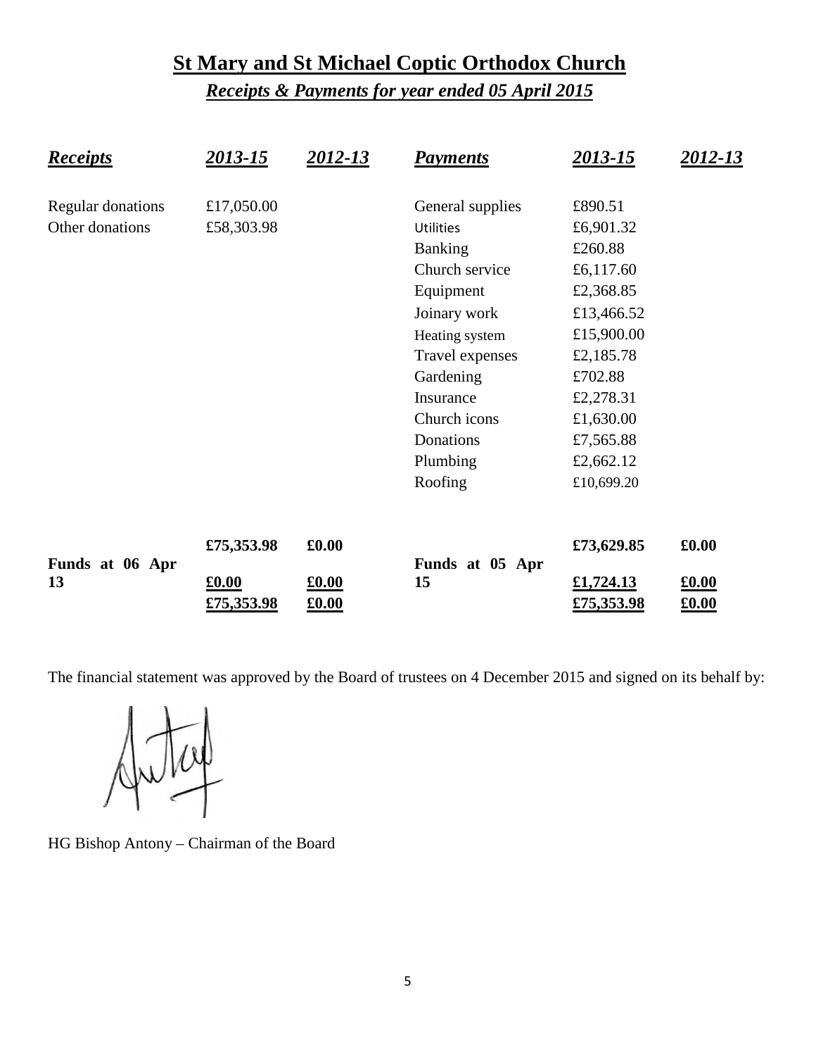# St Mary and St Michael Coptic Orthodox Church

## *Receipts & Payments for year ended 05 April 2015*

| ***Receipts*** | ***2013-15*** | ***2012-13*** | ***Payments*** | ***2013-15*** | ***2012-13*** |
|---|---|---|---|---|---|
| Regular donations | £17,050.00 | | General supplies | £890.51 | |
| Other donations | £58,303.98 | | Utilities | £6,901.32 | |
| | | | Banking | £260.88 | |
| | | | Church service | £6,117.60 | |
| | | | Equipment | £2,368.85 | |
| | | | Joinary work | £13,466.52 | |
| | | | Heating system | £15,900.00 | |
| | | | Travel expenses | £2,185.78 | |
| | | | Gardening | £702.88 | |
| | | | Insurance | £2,278.31 | |
| | | | Church icons | £1,630.00 | |
| | | | Donations | £7,565.88 | |
| | | | Plumbing | £2,662.12 | |
| | | | Roofing | £10,699.20 | |
| | **£75,353.98** | **£0.00** | | **£73,629.85** | **£0.00** |
| **Funds at 06 Apr 13** | **£0.00** | **£0.00** | **Funds at 05 Apr 15** | **£1,724.13** | **£0.00** |
| | **£75,353.98** | **£0.00** | | **£75,353.98** | **£0.00** |

The financial statement was approved by the Board of trustees on 4 December 2015 and signed on its behalf by:

HG Bishop Antony – Chairman of the Board